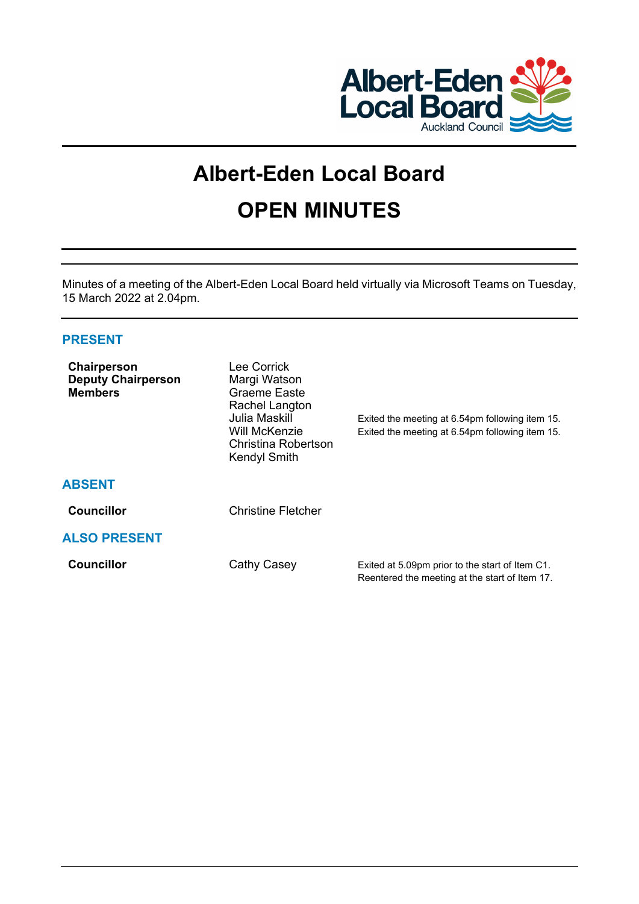# Albert-Eden Local Board

# OPEN MINUTES

Minutes of a meeting of the Albert-Eden Local Board held virtually via Microsoft Teams on Tuesday, 15 March 2022 at 2.04pm.

## PRESENT

| | | |
|---|---|---|
| **Chairperson** | Lee Corrick | |
| **Deputy Chairperson** | Margi Watson | |
| **Members** | Graeme Easte | |
| | Rachel Langton | |
| | Julia Maskill | Exited the meeting at 6.54pm following item 15. |
| | Will McKenzie | Exited the meeting at 6.54pm following item 15. |
| | Christina Robertson | |
| | Kendyl Smith | |

## ABSENT

| | |
|---|---|
| **Councillor** | Christine Fletcher |

## ALSO PRESENT

| | | |
|---|---|---|
| **Councillor** | Cathy Casey | Exited at 5.09pm prior to the start of Item C1. Reentered the meeting at the start of Item 17. |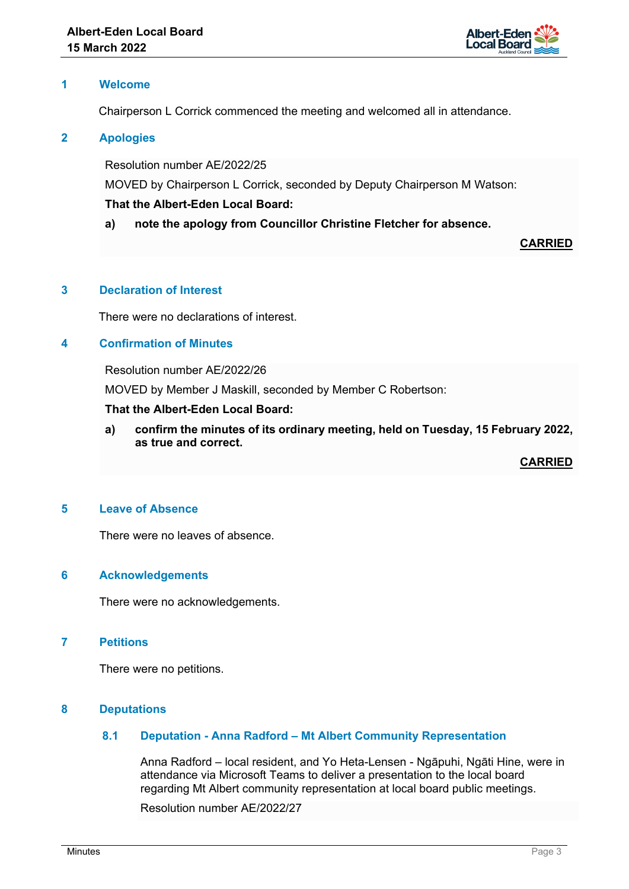## 1 Welcome

Chairperson L Corrick commenced the meeting and welcomed all in attendance.

## 2 Apologies

Resolution number AE/2022/25

MOVED by Chairperson L Corrick, seconded by Deputy Chairperson M Watson:

**That the Albert-Eden Local Board:**

**a) note the apology from Councillor Christine Fletcher for absence.**

**CARRIED**

## 3 Declaration of Interest

There were no declarations of interest.

## 4 Confirmation of Minutes

Resolution number AE/2022/26

MOVED by Member J Maskill, seconded by Member C Robertson:

**That the Albert-Eden Local Board:**

**a) confirm the minutes of its ordinary meeting, held on Tuesday, 15 February 2022, as true and correct.**

**CARRIED**

## 5 Leave of Absence

There were no leaves of absence.

## 6 Acknowledgements

There were no acknowledgements.

## 7 Petitions

There were no petitions.

## 8 Deputations

### 8.1 Deputation - Anna Radford – Mt Albert Community Representation

Anna Radford – local resident, and Yo Heta-Lensen - Ngāpuhi, Ngāti Hine, were in attendance via Microsoft Teams to deliver a presentation to the local board regarding Mt Albert community representation at local board public meetings.

Resolution number AE/2022/27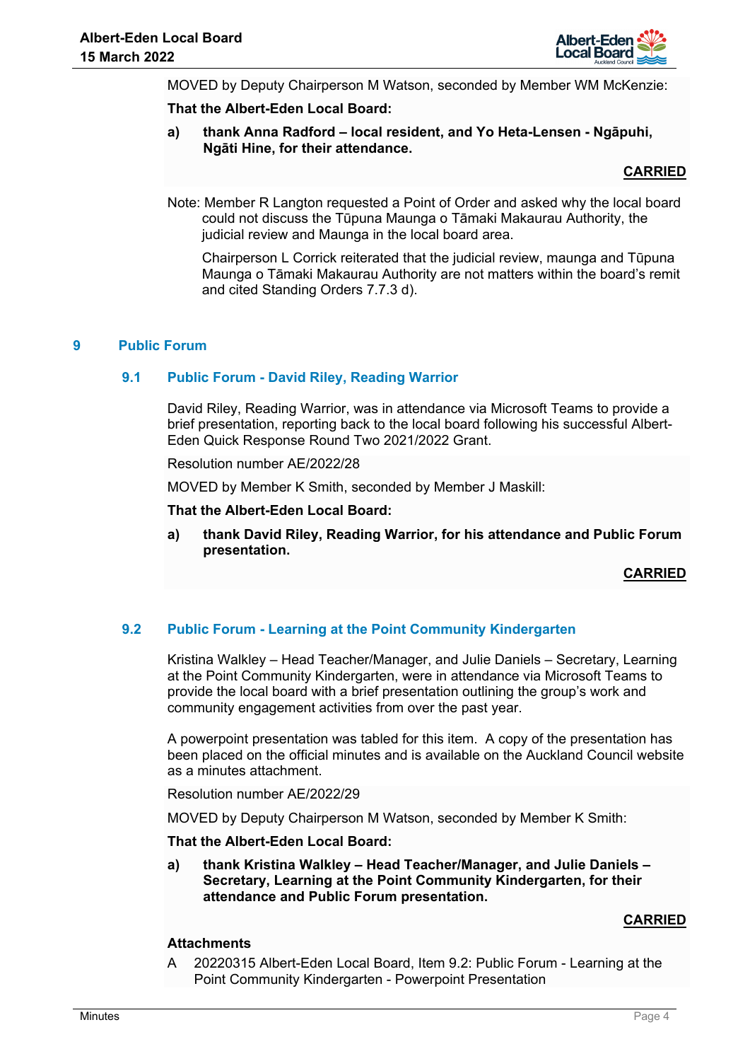MOVED by Deputy Chairperson M Watson, seconded by Member WM McKenzie:

**That the Albert-Eden Local Board:**

**a) thank Anna Radford – local resident, and Yo Heta-Lensen - Ngāpuhi, Ngāti Hine, for their attendance.**

**CARRIED**

Note: Member R Langton requested a Point of Order and asked why the local board could not discuss the Tūpuna Maunga o Tāmaki Makaurau Authority, the judicial review and Maunga in the local board area.

Chairperson L Corrick reiterated that the judicial review, maunga and Tūpuna Maunga o Tāmaki Makaurau Authority are not matters within the board's remit and cited Standing Orders 7.7.3 d).

## 9 Public Forum

### 9.1 Public Forum - David Riley, Reading Warrior

David Riley, Reading Warrior, was in attendance via Microsoft Teams to provide a brief presentation, reporting back to the local board following his successful Albert-Eden Quick Response Round Two 2021/2022 Grant.

Resolution number AE/2022/28

MOVED by Member K Smith, seconded by Member J Maskill:

**That the Albert-Eden Local Board:**

**a) thank David Riley, Reading Warrior, for his attendance and Public Forum presentation.**

**CARRIED**

### 9.2 Public Forum - Learning at the Point Community Kindergarten

Kristina Walkley – Head Teacher/Manager, and Julie Daniels – Secretary, Learning at the Point Community Kindergarten, were in attendance via Microsoft Teams to provide the local board with a brief presentation outlining the group's work and community engagement activities from over the past year.

A powerpoint presentation was tabled for this item. A copy of the presentation has been placed on the official minutes and is available on the Auckland Council website as a minutes attachment.

Resolution number AE/2022/29

MOVED by Deputy Chairperson M Watson, seconded by Member K Smith:

**That the Albert-Eden Local Board:**

**a) thank Kristina Walkley – Head Teacher/Manager, and Julie Daniels – Secretary, Learning at the Point Community Kindergarten, for their attendance and Public Forum presentation.**

**CARRIED**

**Attachments**

A 20220315 Albert-Eden Local Board, Item 9.2: Public Forum - Learning at the Point Community Kindergarten - Powerpoint Presentation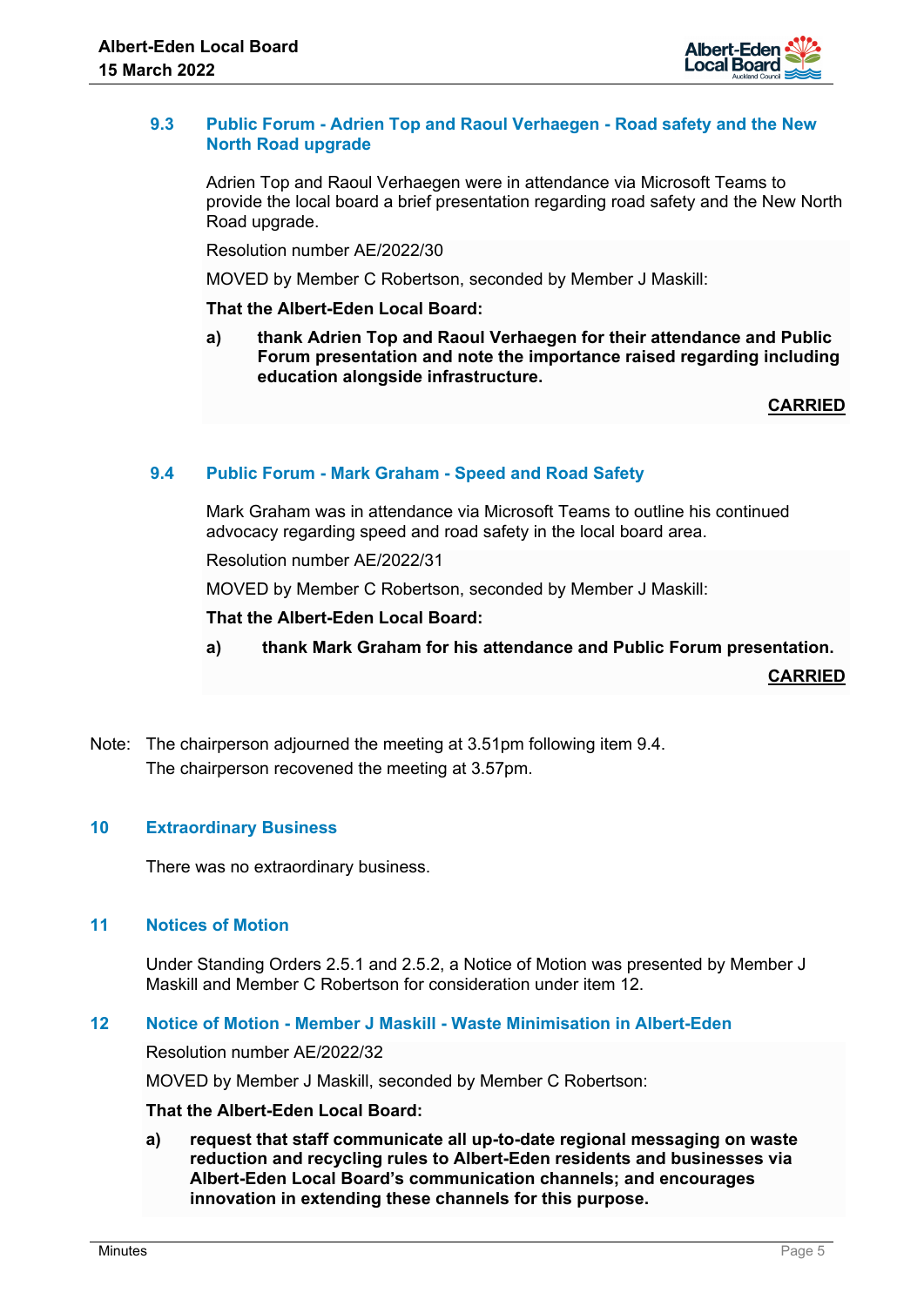### 9.3 Public Forum - Adrien Top and Raoul Verhaegen - Road safety and the New North Road upgrade

Adrien Top and Raoul Verhaegen were in attendance via Microsoft Teams to provide the local board a brief presentation regarding road safety and the New North Road upgrade.

Resolution number AE/2022/30

MOVED by Member C Robertson, seconded by Member J Maskill:

**That the Albert-Eden Local Board:**

**a) thank Adrien Top and Raoul Verhaegen for their attendance and Public Forum presentation and note the importance raised regarding including education alongside infrastructure.**

**CARRIED**

### 9.4 Public Forum - Mark Graham - Speed and Road Safety

Mark Graham was in attendance via Microsoft Teams to outline his continued advocacy regarding speed and road safety in the local board area.

Resolution number AE/2022/31

MOVED by Member C Robertson, seconded by Member J Maskill:

**That the Albert-Eden Local Board:**

**a) thank Mark Graham for his attendance and Public Forum presentation.**

**CARRIED**

Note: The chairperson adjourned the meeting at 3.51pm following item 9.4.
The chairperson recovened the meeting at 3.57pm.

## 10 Extraordinary Business

There was no extraordinary business.

## 11 Notices of Motion

Under Standing Orders 2.5.1 and 2.5.2, a Notice of Motion was presented by Member J Maskill and Member C Robertson for consideration under item 12.

## 12 Notice of Motion - Member J Maskill - Waste Minimisation in Albert-Eden

Resolution number AE/2022/32

MOVED by Member J Maskill, seconded by Member C Robertson:

**That the Albert-Eden Local Board:**

**a) request that staff communicate all up-to-date regional messaging on waste reduction and recycling rules to Albert-Eden residents and businesses via Albert-Eden Local Board's communication channels; and encourages innovation in extending these channels for this purpose.**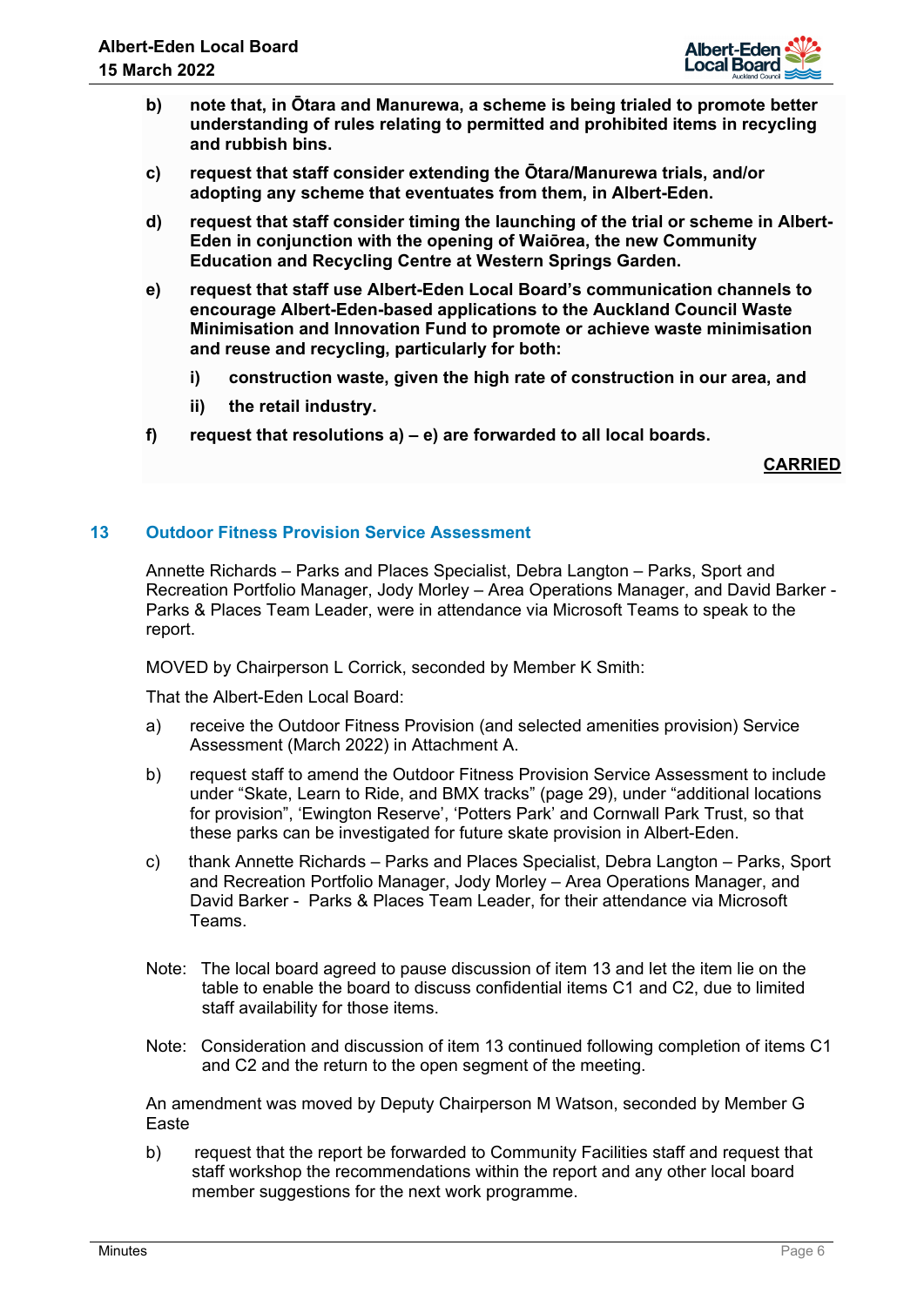b) **note that, in Ōtara and Manurewa, a scheme is being trialed to promote better understanding of rules relating to permitted and prohibited items in recycling and rubbish bins.**

c) **request that staff consider extending the Ōtara/Manurewa trials, and/or adopting any scheme that eventuates from them, in Albert-Eden.**

d) **request that staff consider timing the launching of the trial or scheme in Albert-Eden in conjunction with the opening of Waiōrea, the new Community Education and Recycling Centre at Western Springs Garden.**

e) **request that staff use Albert-Eden Local Board's communication channels to encourage Albert-Eden-based applications to the Auckland Council Waste Minimisation and Innovation Fund to promote or achieve waste minimisation and reuse and recycling, particularly for both:**

   i) **construction waste, given the high rate of construction in our area, and**

   ii) **the retail industry.**

f) **request that resolutions a) – e) are forwarded to all local boards.**

**CARRIED**

## 13 Outdoor Fitness Provision Service Assessment

Annette Richards – Parks and Places Specialist, Debra Langton – Parks, Sport and Recreation Portfolio Manager, Jody Morley – Area Operations Manager, and David Barker - Parks & Places Team Leader, were in attendance via Microsoft Teams to speak to the report.

MOVED by Chairperson L Corrick, seconded by Member K Smith:

That the Albert-Eden Local Board:

a) receive the Outdoor Fitness Provision (and selected amenities provision) Service Assessment (March 2022) in Attachment A.

b) request staff to amend the Outdoor Fitness Provision Service Assessment to include under "Skate, Learn to Ride, and BMX tracks" (page 29), under "additional locations for provision", 'Ewington Reserve', 'Potters Park' and Cornwall Park Trust, so that these parks can be investigated for future skate provision in Albert-Eden.

c) thank Annette Richards – Parks and Places Specialist, Debra Langton – Parks, Sport and Recreation Portfolio Manager, Jody Morley – Area Operations Manager, and David Barker - Parks & Places Team Leader, for their attendance via Microsoft Teams.

Note: The local board agreed to pause discussion of item 13 and let the item lie on the table to enable the board to discuss confidential items C1 and C2, due to limited staff availability for those items.

Note: Consideration and discussion of item 13 continued following completion of items C1 and C2 and the return to the open segment of the meeting.

An amendment was moved by Deputy Chairperson M Watson, seconded by Member G Easte

b) request that the report be forwarded to Community Facilities staff and request that staff workshop the recommendations within the report and any other local board member suggestions for the next work programme.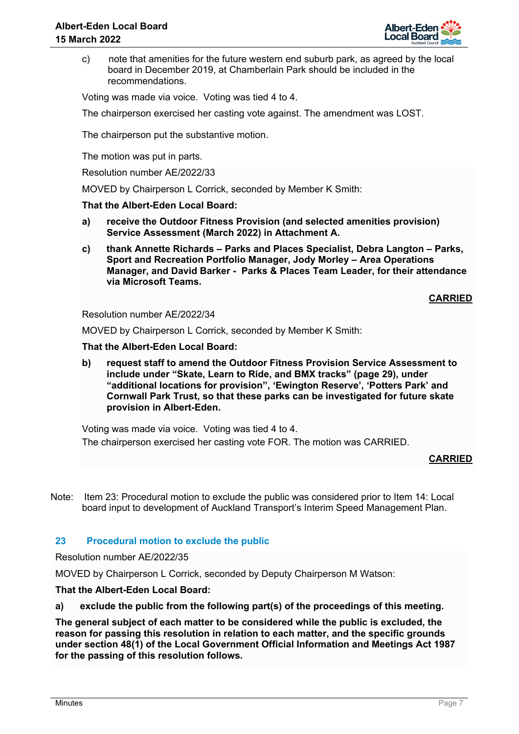c) note that amenities for the future western end suburb park, as agreed by the local board in December 2019, at Chamberlain Park should be included in the recommendations.

Voting was made via voice. Voting was tied 4 to 4.

The chairperson exercised her casting vote against. The amendment was LOST.

The chairperson put the substantive motion.

The motion was put in parts.

Resolution number AE/2022/33

MOVED by Chairperson L Corrick, seconded by Member K Smith:

**That the Albert-Eden Local Board:**

**a) receive the Outdoor Fitness Provision (and selected amenities provision) Service Assessment (March 2022) in Attachment A.**

**c) thank Annette Richards – Parks and Places Specialist, Debra Langton – Parks, Sport and Recreation Portfolio Manager, Jody Morley – Area Operations Manager, and David Barker - Parks & Places Team Leader, for their attendance via Microsoft Teams.**

**CARRIED**

Resolution number AE/2022/34

MOVED by Chairperson L Corrick, seconded by Member K Smith:

**That the Albert-Eden Local Board:**

**b) request staff to amend the Outdoor Fitness Provision Service Assessment to include under "Skate, Learn to Ride, and BMX tracks" (page 29), under "additional locations for provision", 'Ewington Reserve', 'Potters Park' and Cornwall Park Trust, so that these parks can be investigated for future skate provision in Albert-Eden.**

Voting was made via voice. Voting was tied 4 to 4.
The chairperson exercised her casting vote FOR. The motion was CARRIED.

**CARRIED**

Note: Item 23: Procedural motion to exclude the public was considered prior to Item 14: Local board input to development of Auckland Transport's Interim Speed Management Plan.

## 23 Procedural motion to exclude the public

Resolution number AE/2022/35

MOVED by Chairperson L Corrick, seconded by Deputy Chairperson M Watson:

**That the Albert-Eden Local Board:**

**a) exclude the public from the following part(s) of the proceedings of this meeting.**

**The general subject of each matter to be considered while the public is excluded, the reason for passing this resolution in relation to each matter, and the specific grounds under section 48(1) of the Local Government Official Information and Meetings Act 1987 for the passing of this resolution follows.**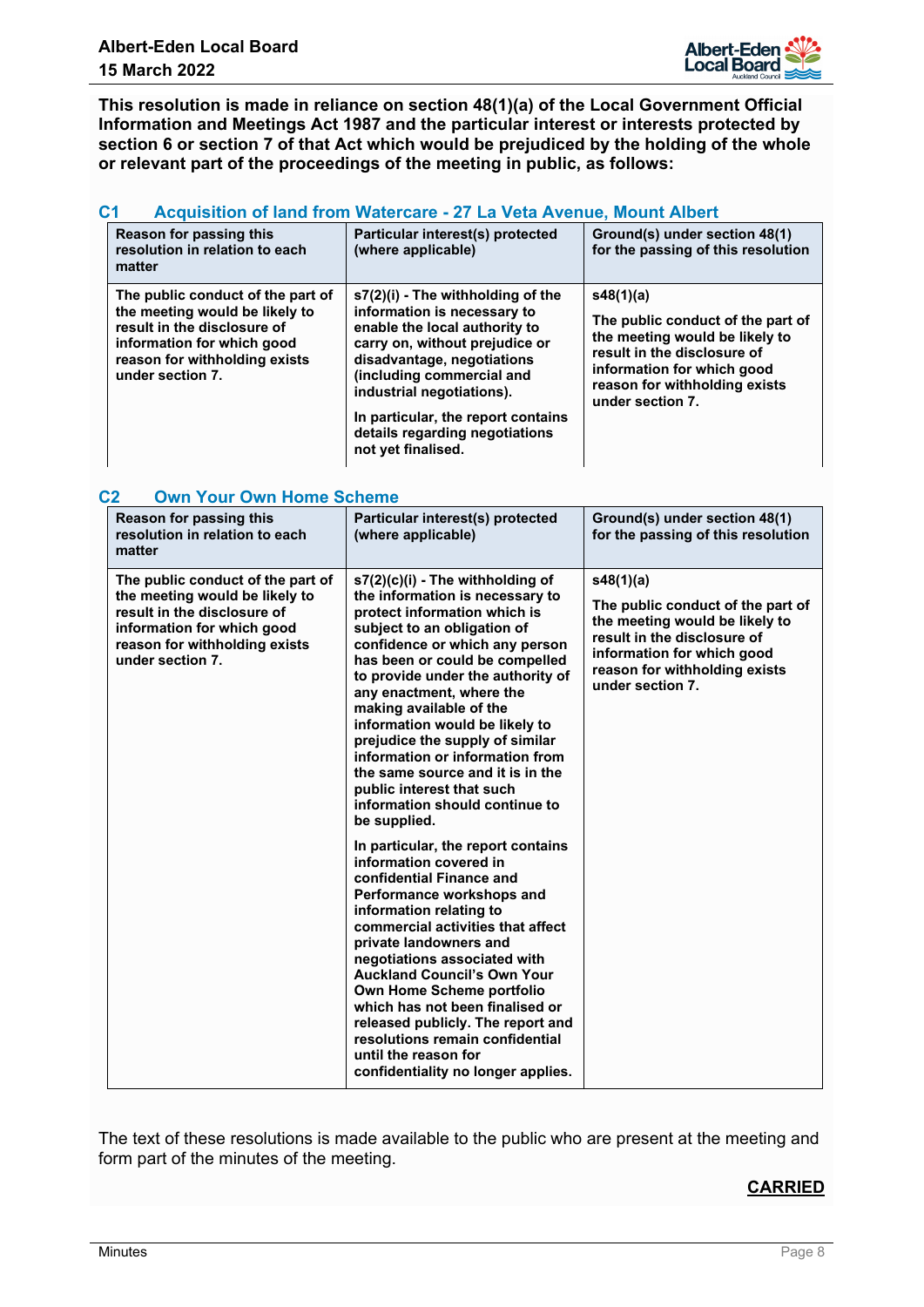**This resolution is made in reliance on section 48(1)(a) of the Local Government Official Information and Meetings Act 1987 and the particular interest or interests protected by section 6 or section 7 of that Act which would be prejudiced by the holding of the whole or relevant part of the proceedings of the meeting in public, as follows:**

### C1 Acquisition of land from Watercare - 27 La Veta Avenue, Mount Albert

| Reason for passing this resolution in relation to each matter | Particular interest(s) protected (where applicable) | Ground(s) under section 48(1) for the passing of this resolution |
|---|---|---|
| The public conduct of the part of the meeting would be likely to result in the disclosure of information for which good reason for withholding exists under section 7. | s7(2)(i) - The withholding of the information is necessary to enable the local authority to carry on, without prejudice or disadvantage, negotiations (including commercial and industrial negotiations).<br><br>In particular, the report contains details regarding negotiations not yet finalised. | s48(1)(a)<br><br>The public conduct of the part of the meeting would be likely to result in the disclosure of information for which good reason for withholding exists under section 7. |

### C2 Own Your Own Home Scheme

| Reason for passing this resolution in relation to each matter | Particular interest(s) protected (where applicable) | Ground(s) under section 48(1) for the passing of this resolution |
|---|---|---|
| The public conduct of the part of the meeting would be likely to result in the disclosure of information for which good reason for withholding exists under section 7. | s7(2)(c)(i) - The withholding of the information is necessary to protect information which is subject to an obligation of confidence or which any person has been or could be compelled to provide under the authority of any enactment, where the making available of the information would be likely to prejudice the supply of similar information or information from the same source and it is in the public interest that such information should continue to be supplied.<br><br>In particular, the report contains information covered in confidential Finance and Performance workshops and information relating to commercial activities that affect private landowners and negotiations associated with Auckland Council's Own Your Own Home Scheme portfolio which has not been finalised or released publicly. The report and resolutions remain confidential until the reason for confidentiality no longer applies. | s48(1)(a)<br><br>The public conduct of the part of the meeting would be likely to result in the disclosure of information for which good reason for withholding exists under section 7. |

The text of these resolutions is made available to the public who are present at the meeting and form part of the minutes of the meeting.

**CARRIED**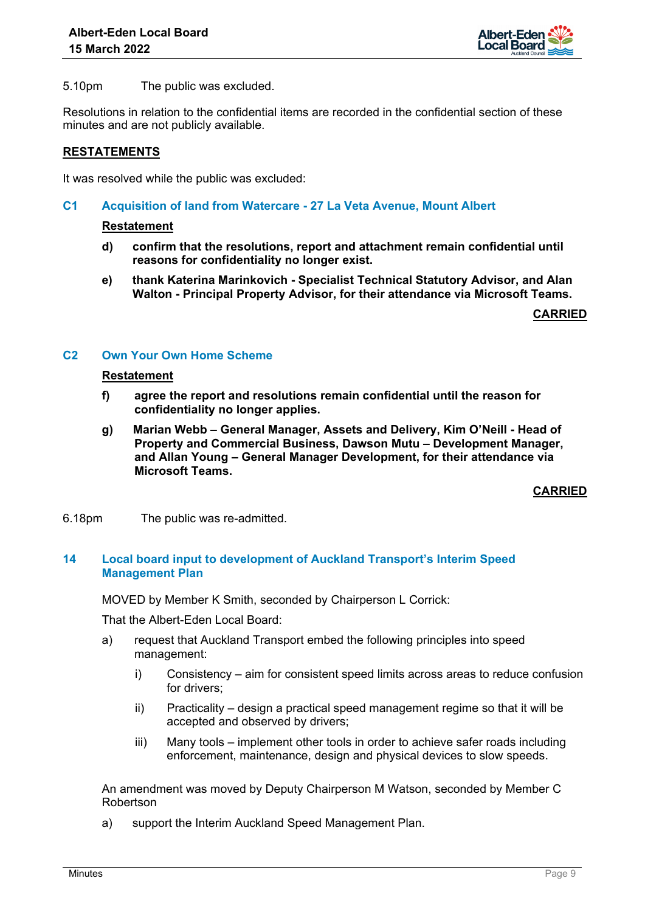5.10pm The public was excluded.

Resolutions in relation to the confidential items are recorded in the confidential section of these minutes and are not publicly available.

**RESTATEMENTS**

It was resolved while the public was excluded:

## C1 Acquisition of land from Watercare - 27 La Veta Avenue, Mount Albert

**Restatement**

**d) confirm that the resolutions, report and attachment remain confidential until reasons for confidentiality no longer exist.**

**e) thank Katerina Marinkovich - Specialist Technical Statutory Advisor, and Alan Walton - Principal Property Advisor, for their attendance via Microsoft Teams.**

**CARRIED**

## C2 Own Your Own Home Scheme

**Restatement**

**f) agree the report and resolutions remain confidential until the reason for confidentiality no longer applies.**

**g) Marian Webb – General Manager, Assets and Delivery, Kim O'Neill - Head of Property and Commercial Business, Dawson Mutu – Development Manager, and Allan Young – General Manager Development, for their attendance via Microsoft Teams.**

**CARRIED**

6.18pm The public was re-admitted.

## 14 Local board input to development of Auckland Transport's Interim Speed Management Plan

MOVED by Member K Smith, seconded by Chairperson L Corrick:

That the Albert-Eden Local Board:

a) request that Auckland Transport embed the following principles into speed management:

   i) Consistency – aim for consistent speed limits across areas to reduce confusion for drivers;

   ii) Practicality – design a practical speed management regime so that it will be accepted and observed by drivers;

   iii) Many tools – implement other tools in order to achieve safer roads including enforcement, maintenance, design and physical devices to slow speeds.

An amendment was moved by Deputy Chairperson M Watson, seconded by Member C Robertson

a) support the Interim Auckland Speed Management Plan.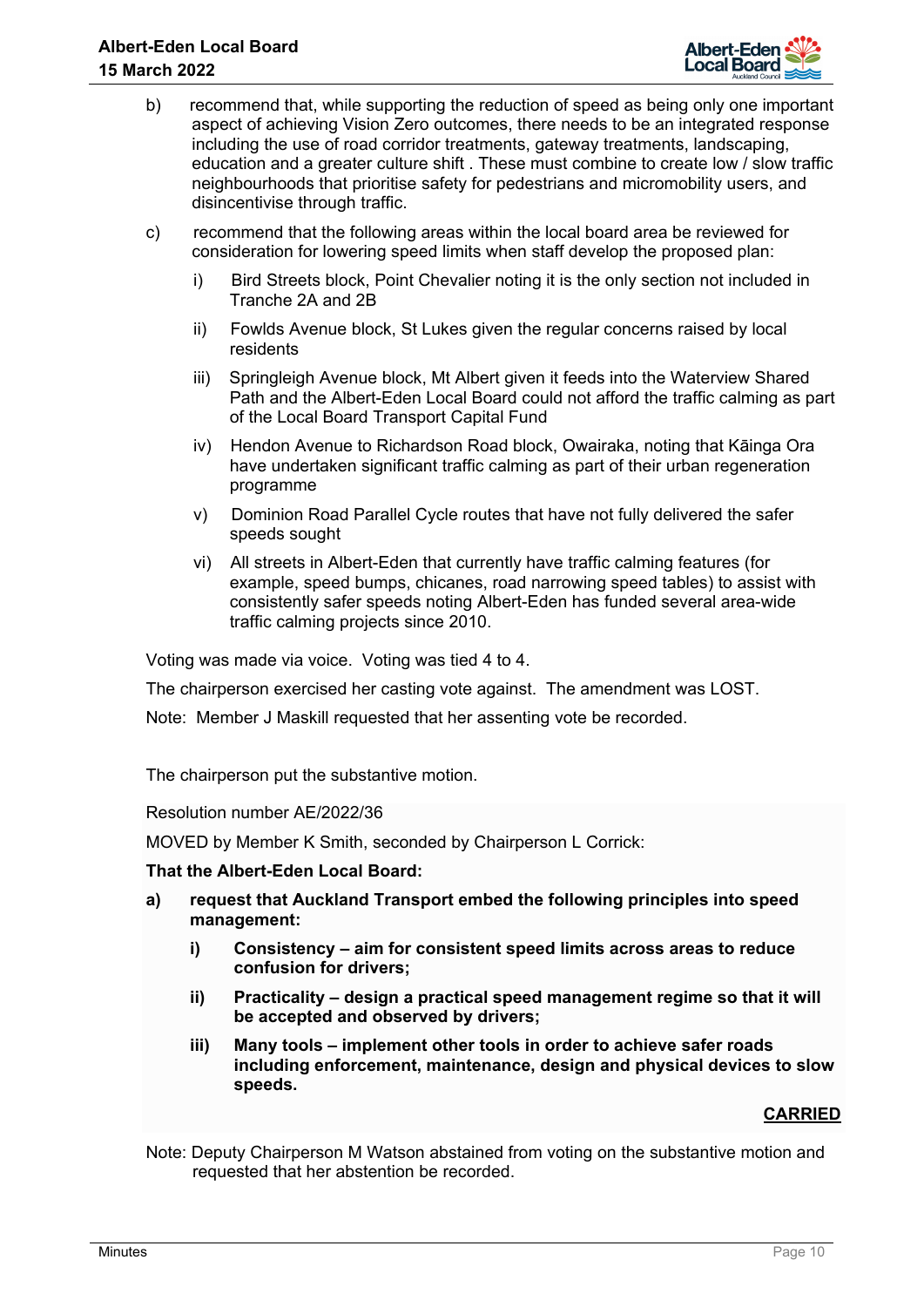b) recommend that, while supporting the reduction of speed as being only one important aspect of achieving Vision Zero outcomes, there needs to be an integrated response including the use of road corridor treatments, gateway treatments, landscaping, education and a greater culture shift . These must combine to create low / slow traffic neighbourhoods that prioritise safety for pedestrians and micromobility users, and disincentivise through traffic.

c) recommend that the following areas within the local board area be reviewed for consideration for lowering speed limits when staff develop the proposed plan:

  i) Bird Streets block, Point Chevalier noting it is the only section not included in Tranche 2A and 2B

  ii) Fowlds Avenue block, St Lukes given the regular concerns raised by local residents

  iii) Springleigh Avenue block, Mt Albert given it feeds into the Waterview Shared Path and the Albert-Eden Local Board could not afford the traffic calming as part of the Local Board Transport Capital Fund

  iv) Hendon Avenue to Richardson Road block, Owairaka, noting that Kāinga Ora have undertaken significant traffic calming as part of their urban regeneration programme

  v) Dominion Road Parallel Cycle routes that have not fully delivered the safer speeds sought

  vi) All streets in Albert-Eden that currently have traffic calming features (for example, speed bumps, chicanes, road narrowing speed tables) to assist with consistently safer speeds noting Albert-Eden has funded several area-wide traffic calming projects since 2010.

Voting was made via voice. Voting was tied 4 to 4.

The chairperson exercised her casting vote against. The amendment was LOST.

Note: Member J Maskill requested that her assenting vote be recorded.

The chairperson put the substantive motion.

Resolution number AE/2022/36

MOVED by Member K Smith, seconded by Chairperson L Corrick:

**That the Albert-Eden Local Board:**

**a) request that Auckland Transport embed the following principles into speed management:**

  **i) Consistency – aim for consistent speed limits across areas to reduce confusion for drivers;**

  **ii) Practicality – design a practical speed management regime so that it will be accepted and observed by drivers;**

  **iii) Many tools – implement other tools in order to achieve safer roads including enforcement, maintenance, design and physical devices to slow speeds.**

**CARRIED**

Note: Deputy Chairperson M Watson abstained from voting on the substantive motion and requested that her abstention be recorded.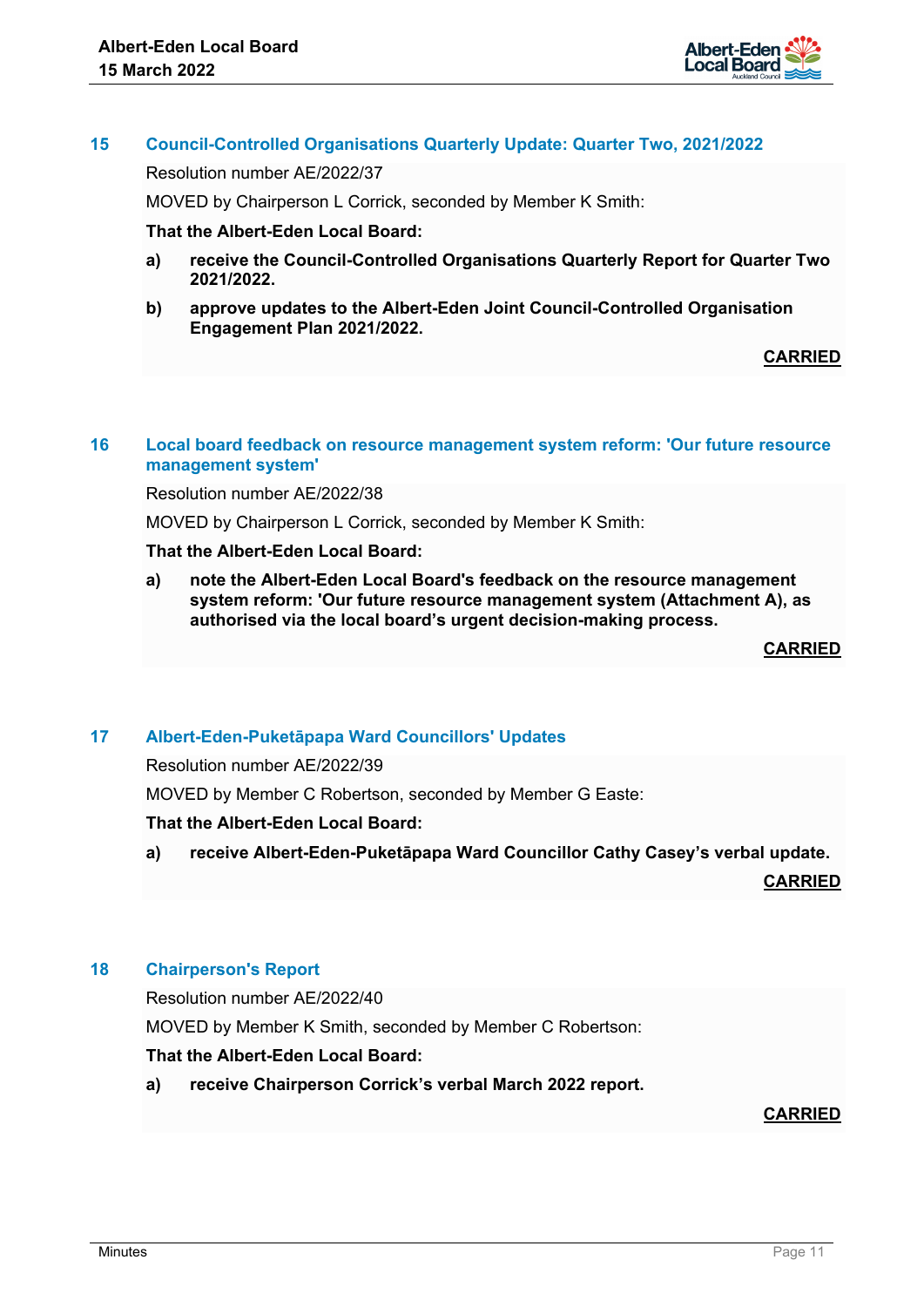## 15 Council-Controlled Organisations Quarterly Update: Quarter Two, 2021/2022

Resolution number AE/2022/37

MOVED by Chairperson L Corrick, seconded by Member K Smith:

**That the Albert-Eden Local Board:**

**a) receive the Council-Controlled Organisations Quarterly Report for Quarter Two 2021/2022.**

**b) approve updates to the Albert-Eden Joint Council-Controlled Organisation Engagement Plan 2021/2022.**

**CARRIED**

## 16 Local board feedback on resource management system reform: 'Our future resource management system'

Resolution number AE/2022/38

MOVED by Chairperson L Corrick, seconded by Member K Smith:

**That the Albert-Eden Local Board:**

**a) note the Albert-Eden Local Board's feedback on the resource management system reform: 'Our future resource management system (Attachment A), as authorised via the local board's urgent decision-making process.**

**CARRIED**

## 17 Albert-Eden-Puketāpapa Ward Councillors' Updates

Resolution number AE/2022/39

MOVED by Member C Robertson, seconded by Member G Easte:

**That the Albert-Eden Local Board:**

**a) receive Albert-Eden-Puketāpapa Ward Councillor Cathy Casey's verbal update.**

**CARRIED**

## 18 Chairperson's Report

Resolution number AE/2022/40

MOVED by Member K Smith, seconded by Member C Robertson:

**That the Albert-Eden Local Board:**

**a) receive Chairperson Corrick's verbal March 2022 report.**

**CARRIED**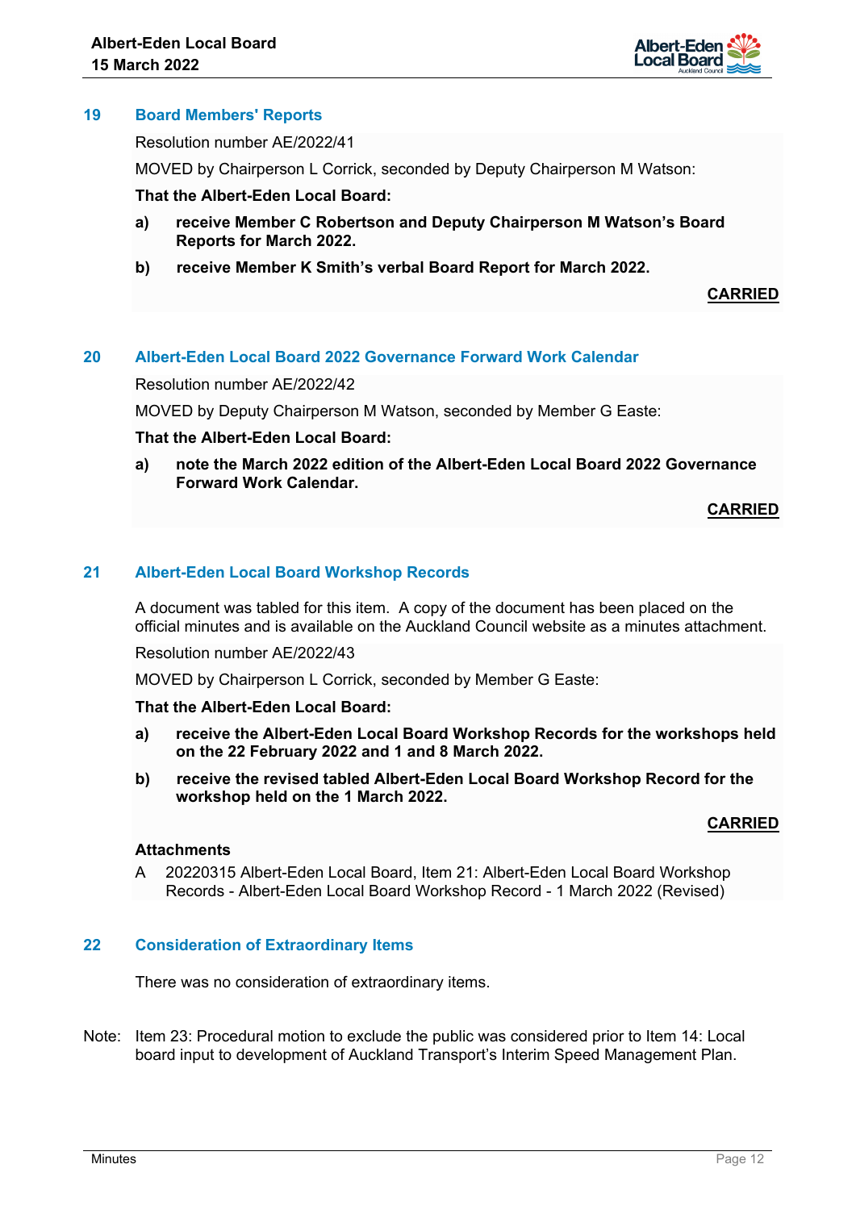## 19 Board Members' Reports

Resolution number AE/2022/41

MOVED by Chairperson L Corrick, seconded by Deputy Chairperson M Watson:

**That the Albert-Eden Local Board:**

**a) receive Member C Robertson and Deputy Chairperson M Watson's Board Reports for March 2022.**

**b) receive Member K Smith's verbal Board Report for March 2022.**

**CARRIED**

## 20 Albert-Eden Local Board 2022 Governance Forward Work Calendar

Resolution number AE/2022/42

MOVED by Deputy Chairperson M Watson, seconded by Member G Easte:

**That the Albert-Eden Local Board:**

**a) note the March 2022 edition of the Albert-Eden Local Board 2022 Governance Forward Work Calendar.**

**CARRIED**

## 21 Albert-Eden Local Board Workshop Records

A document was tabled for this item. A copy of the document has been placed on the official minutes and is available on the Auckland Council website as a minutes attachment.

Resolution number AE/2022/43

MOVED by Chairperson L Corrick, seconded by Member G Easte:

**That the Albert-Eden Local Board:**

**a) receive the Albert-Eden Local Board Workshop Records for the workshops held on the 22 February 2022 and 1 and 8 March 2022.**

**b) receive the revised tabled Albert-Eden Local Board Workshop Record for the workshop held on the 1 March 2022.**

**CARRIED**

**Attachments**

A 20220315 Albert-Eden Local Board, Item 21: Albert-Eden Local Board Workshop Records - Albert-Eden Local Board Workshop Record - 1 March 2022 (Revised)

## 22 Consideration of Extraordinary Items

There was no consideration of extraordinary items.

Note: Item 23: Procedural motion to exclude the public was considered prior to Item 14: Local board input to development of Auckland Transport's Interim Speed Management Plan.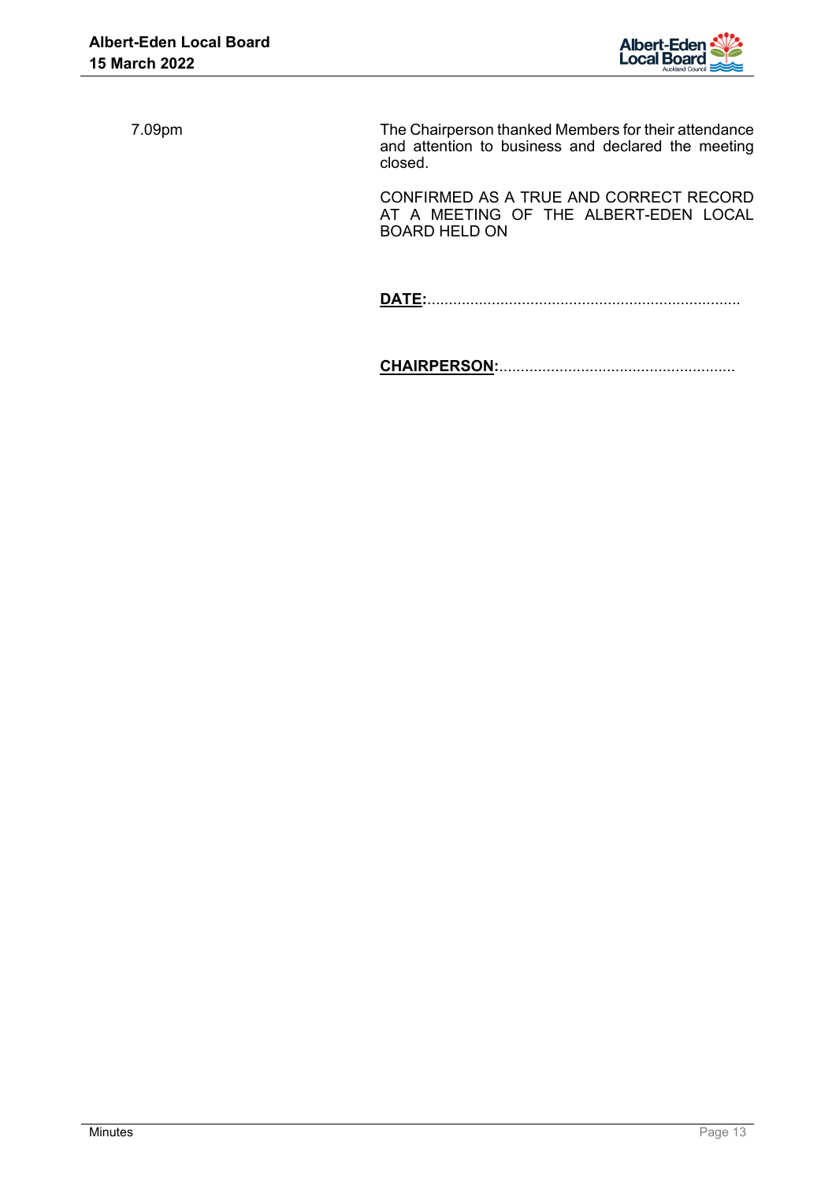7.09pm

The Chairperson thanked Members for their attendance and attention to business and declared the meeting closed.

CONFIRMED AS A TRUE AND CORRECT RECORD AT A MEETING OF THE ALBERT-EDEN LOCAL BOARD HELD ON

**DATE:**.........................................................................

**CHAIRPERSON:**.......................................................